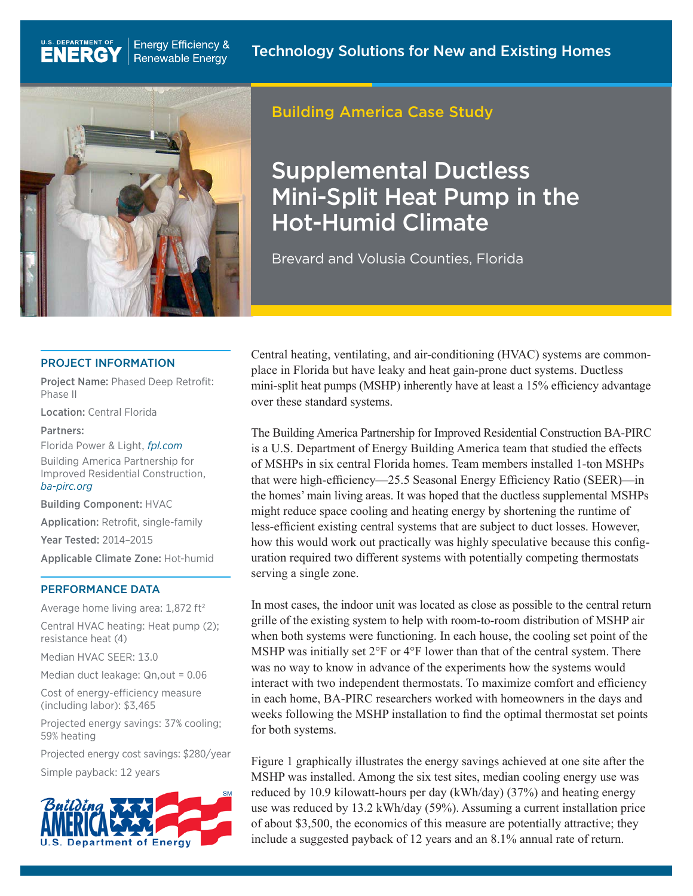U.S. DEPARTMENT OF ENERGY | Energy Efficiency & Renewable Energy

Technology Solutions for New and Existing Homes

Building America Case Study

# Supplemental Ductless Mini-Split Heat Pump in the Hot-Humid Climate

Brevard and Volusia Counties, Florida

## PROJECT INFORMATION

**Project Name:** Phased Deep Retrofit: Phase II

**Location:** Central Florida

**Partners:**

Florida Power & Light, *fpl.com*

Building America Partnership for Improved Residential Construction, *ba-pirc.org*

**Building Component:** HVAC

**Application:** Retrofit, single-family

**Year Tested:** 2014–2015

**Applicable Climate Zone:** Hot-humid

## PERFORMANCE DATA

Average home living area: 1,872 ft$^2$

Central HVAC heating: Heat pump (2); resistance heat (4)

Median HVAC SEER: 13.0

Median duct leakage: $Qn,out = 0.06$

Cost of energy-efficiency measure (including labor): $3,465

Projected energy savings: 37% cooling; 59% heating

Projected energy cost savings: $280/year

Simple payback: 12 years

Central heating, ventilating, and air-conditioning (HVAC) systems are commonplace in Florida but have leaky and heat gain-prone duct systems. Ductless mini-split heat pumps (MSHP) inherently have at least a 15% efficiency advantage over these standard systems.

The Building America Partnership for Improved Residential Construction BA-PIRC is a U.S. Department of Energy Building America team that studied the effects of MSHPs in six central Florida homes. Team members installed 1-ton MSHPs that were high-efficiency—25.5 Seasonal Energy Efficiency Ratio (SEER)—in the homes' main living areas. It was hoped that the ductless supplemental MSHPs might reduce space cooling and heating energy by shortening the runtime of less-efficient existing central systems that are subject to duct losses. However, how this would work out practically was highly speculative because this configuration required two different systems with potentially competing thermostats serving a single zone.

In most cases, the indoor unit was located as close as possible to the central return grille of the existing system to help with room-to-room distribution of MSHP air when both systems were functioning. In each house, the cooling set point of the MSHP was initially set 2°F or 4°F lower than that of the central system. There was no way to know in advance of the experiments how the systems would interact with two independent thermostats. To maximize comfort and efficiency in each home, BA-PIRC researchers worked with homeowners in the days and weeks following the MSHP installation to find the optimal thermostat set points for both systems.

Figure 1 graphically illustrates the energy savings achieved at one site after the MSHP was installed. Among the six test sites, median cooling energy use was reduced by 10.9 kilowatt-hours per day (kWh/day) (37%) and heating energy use was reduced by 13.2 kWh/day (59%). Assuming a current installation price of about $3,500, the economics of this measure are potentially attractive; they include a suggested payback of 12 years and an 8.1% annual rate of return.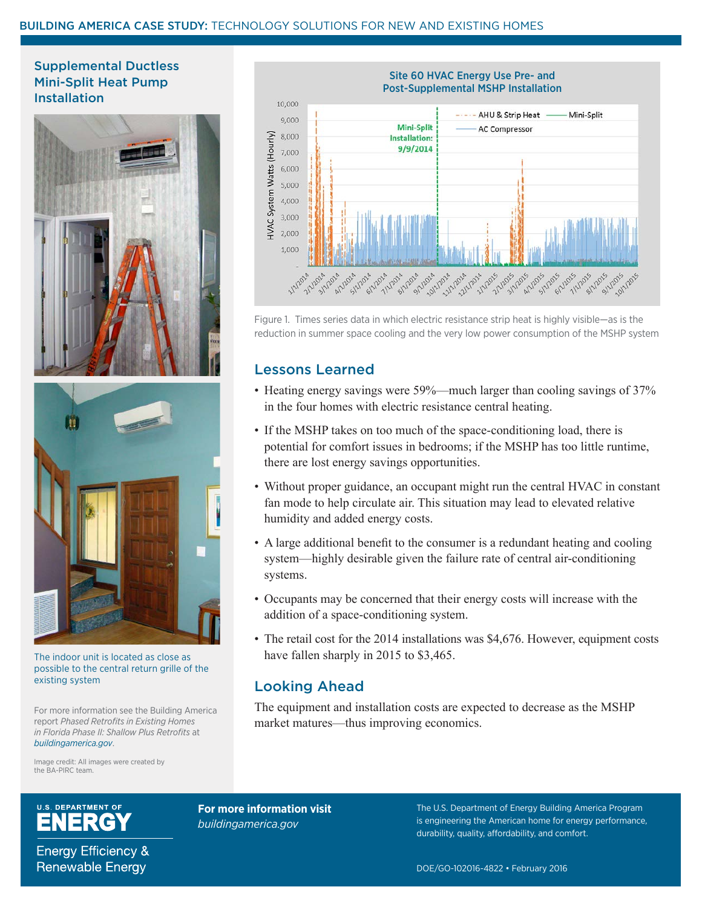## Supplemental Ductless Mini-Split Heat Pump Installation

The indoor unit is located as close as possible to the central return grille of the existing system

For more information see the Building America report *Phased Retrofits in Existing Homes in Florida Phase II: Shallow Plus Retrofits* at *buildingamerica.gov*.

Image credit: All images were created by the BA-PIRC team.

Site 60 HVAC Energy Use Pre- and Post-Supplemental MSHP Installation

HVAC System Watts (Hourly)

10,000
9,000
8,000
7,000
6,000
5,000
4,000
3,000
2,000
1,000
-

Mini-Split Installation: 9/9/2014

AHU & Strip Heat
Mini-Split
AC Compressor

1/1/2014
2/1/2014
3/1/2014
4/1/2014
5/1/2014
6/1/2014
7/1/2014
8/1/2014
9/1/2014
10/1/2014
11/1/2014
12/1/2014
1/1/2015
2/1/2015
3/1/2015
4/1/2015
5/1/2015
6/1/2015
7/1/2015
8/1/2015
9/1/2015
10/1/2015

Figure 1. Times series data in which electric resistance strip heat is highly visible—as is the reduction in summer space cooling and the very low power consumption of the MSHP system

## Lessons Learned

- Heating energy savings were 59%—much larger than cooling savings of 37% in the four homes with electric resistance central heating.
- If the MSHP takes on too much of the space-conditioning load, there is potential for comfort issues in bedrooms; if the MSHP has too little runtime, there are lost energy savings opportunities.
- Without proper guidance, an occupant might run the central HVAC in constant fan mode to help circulate air. This situation may lead to elevated relative humidity and added energy costs.
- A large additional benefit to the consumer is a redundant heating and cooling system—highly desirable given the failure rate of central air-conditioning systems.
- Occupants may be concerned that their energy costs will increase with the addition of a space-conditioning system.
- The retail cost for the 2014 installations was $4,676. However, equipment costs have fallen sharply in 2015 to $3,465.

## Looking Ahead

The equipment and installation costs are expected to decrease as the MSHP market matures—thus improving economics.

U.S. DEPARTMENT OF ENERGY

Energy Efficiency & Renewable Energy

**For more information visit**
*buildingamerica.gov*

The U.S. Department of Energy Building America Program is engineering the American home for energy performance, durability, quality, affordability, and comfort.

DOE/GO-102016-4822 • February 2016